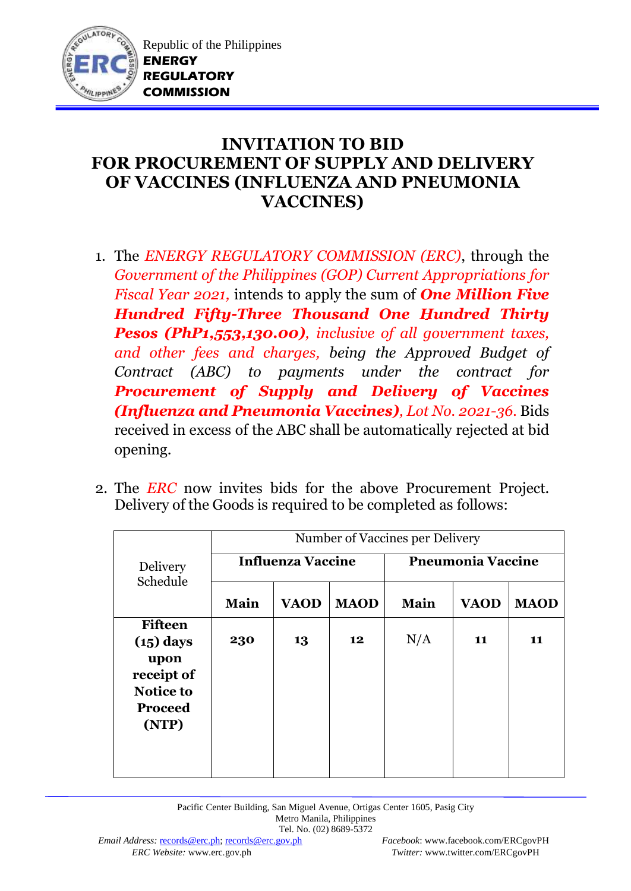Republic of the Philippines
**ENERGY REGULATORY COMMISSION**

# INVITATION TO BID FOR PROCUREMENT OF SUPPLY AND DELIVERY OF VACCINES (INFLUENZA AND PNEUMONIA VACCINES)

1. The *ENERGY REGULATORY COMMISSION (ERC)*, through the *Government of the Philippines (GOP) Current Appropriations for Fiscal Year 2021,* intends to apply the sum of ***One Million Five Hundred Fifty-Three Thousand One Hundred Thirty Pesos (PhP1,553,130.00)**, inclusive of all government taxes, and other fees and charges, being the Approved Budget of Contract (ABC) to payments under the contract for **Procurement of Supply and Delivery of Vaccines (Influenza and Pneumonia Vaccines)**, Lot No. 2021-36.* Bids received in excess of the ABC shall be automatically rejected at bid opening.

2. The *ERC* now invites bids for the above Procurement Project. Delivery of the Goods is required to be completed as follows:

| Delivery Schedule | Number of Vaccines per Delivery | | | | | |
|---|---|---|---|---|---|---|
| | **Influenza Vaccine** | | | **Pneumonia Vaccine** | | |
| | **Main** | **VAOD** | **MAOD** | **Main** | **VAOD** | **MAOD** |
| **Fifteen (15) days upon receipt of Notice to Proceed (NTP)** | **230** | **13** | **12** | N/A | **11** | **11** |

Pacific Center Building, San Miguel Avenue, Ortigas Center 1605, Pasig City
Metro Manila, Philippines
Tel. No. (02) 8689-5372
*Email Address:* records@erc.ph; records@erc.gov.ph
*ERC Website:* www.erc.gov.ph
*Facebook*: www.facebook.com/ERCgovPH
*Twitter:* www.twitter.com/ERCgovPH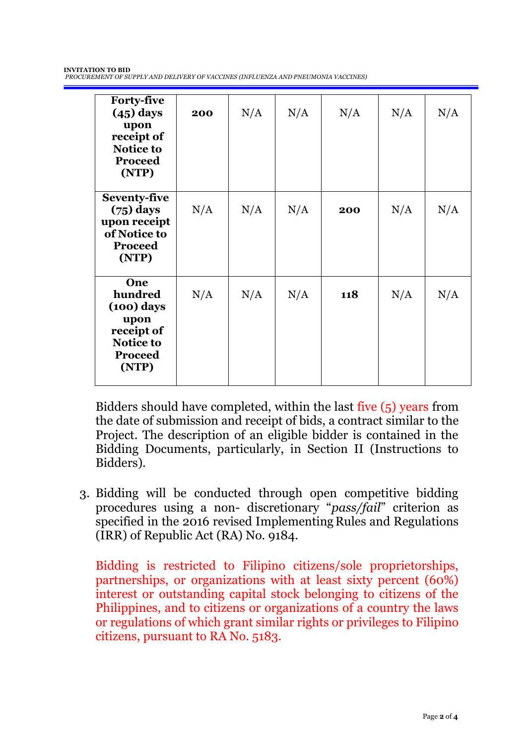| **Forty-five (45) days upon receipt of Notice to Proceed (NTP)** | **200** | N/A | N/A | N/A | N/A | N/A |
|---|---|---|---|---|---|---|
| **Seventy-five (75) days upon receipt of Notice to Proceed (NTP)** | N/A | N/A | N/A | **200** | N/A | N/A |
| **One hundred (100) days upon receipt of Notice to Proceed (NTP)** | N/A | N/A | N/A | **118** | N/A | N/A |

Bidders should have completed, within the last five (5) years from the date of submission and receipt of bids, a contract similar to the Project. The description of an eligible bidder is contained in the Bidding Documents, particularly, in Section II (Instructions to Bidders).

3. Bidding will be conducted through open competitive bidding procedures using a non- discretionary "*pass/fail*" criterion as specified in the 2016 revised Implementing Rules and Regulations (IRR) of Republic Act (RA) No. 9184.

   Bidding is restricted to Filipino citizens/sole proprietorships, partnerships, or organizations with at least sixty percent (60%) interest or outstanding capital stock belonging to citizens of the Philippines, and to citizens or organizations of a country the laws or regulations of which grant similar rights or privileges to Filipino citizens, pursuant to RA No. 5183.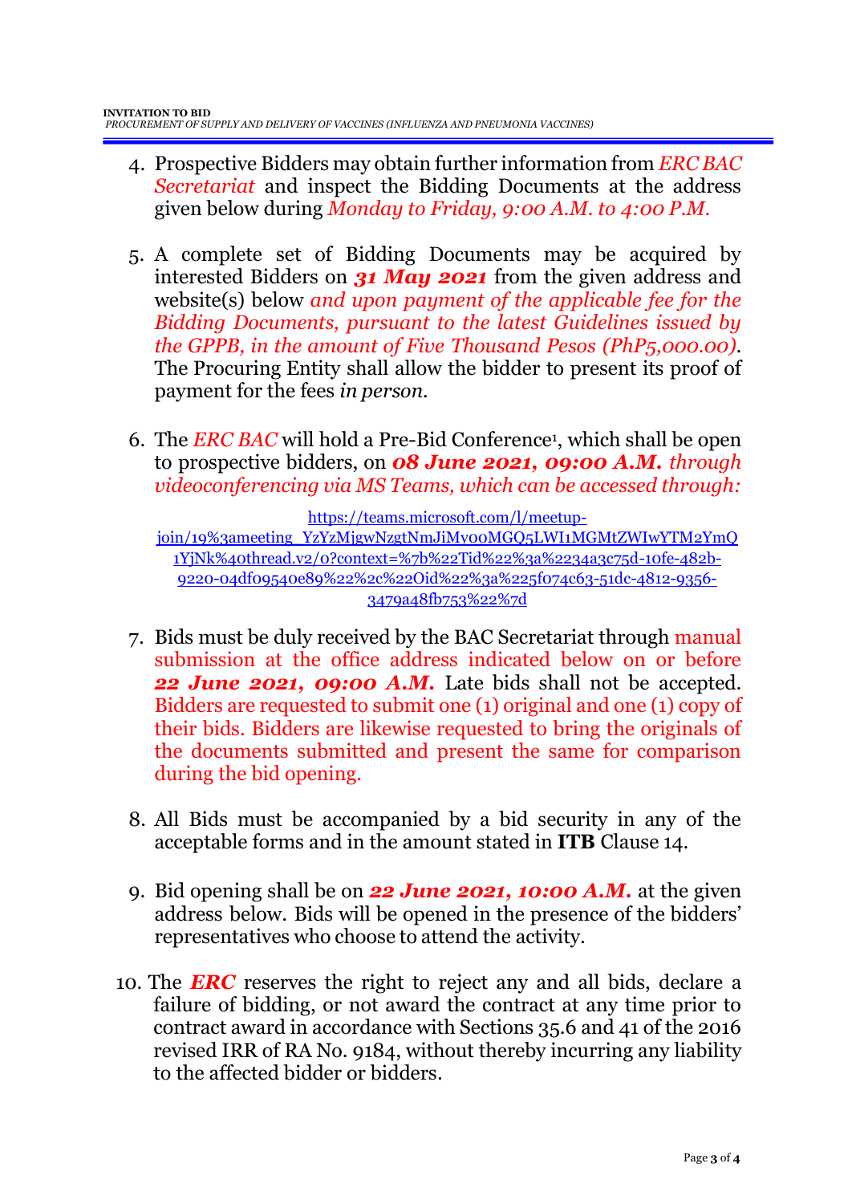4. Prospective Bidders may obtain further information from *ERC BAC Secretariat* and inspect the Bidding Documents at the address given below during *Monday to Friday, 9:00 A.M. to 4:00 P.M.*

5. A complete set of Bidding Documents may be acquired by interested Bidders on ***31 May 2021*** from the given address and website(s) below *and upon payment of the applicable fee for the Bidding Documents, pursuant to the latest Guidelines issued by the GPPB, in the amount of Five Thousand Pesos (PhP5,000.00).* The Procuring Entity shall allow the bidder to present its proof of payment for the fees *in person.*

6. The *ERC BAC* will hold a Pre-Bid Conference[1], which shall be open to prospective bidders, on ***08 June 2021, 09:00 A.M.*** *through videoconferencing via MS Teams, which can be accessed through:*

   https://teams.microsoft.com/l/meetup-join/19%3ameeting_YzYzMjgwNzgtNmJiMy00MGQ5LWI1MGMtZWIwYTM2YmQ1YjNk%40thread.v2/0?context=%7b%22Tid%22%3a%2234a3c75d-10fe-482b-9220-04df09540e89%22%2c%22Oid%22%3a%225f074c63-51dc-4812-9356-3479a48fb753%22%7d

7. Bids must be duly received by the BAC Secretariat through manual submission at the office address indicated below on or before ***22 June 2021, 09:00 A.M.*** Late bids shall not be accepted. Bidders are requested to submit one (1) original and one (1) copy of their bids. Bidders are likewise requested to bring the originals of the documents submitted and present the same for comparison during the bid opening.

8. All Bids must be accompanied by a bid security in any of the acceptable forms and in the amount stated in **ITB** Clause 14.

9. Bid opening shall be on ***22 June 2021, 10:00 A.M.*** at the given address below. Bids will be opened in the presence of the bidders' representatives who choose to attend the activity.

10. The ***ERC*** reserves the right to reject any and all bids, declare a failure of bidding, or not award the contract at any time prior to contract award in accordance with Sections 35.6 and 41 of the 2016 revised IRR of RA No. 9184, without thereby incurring any liability to the affected bidder or bidders.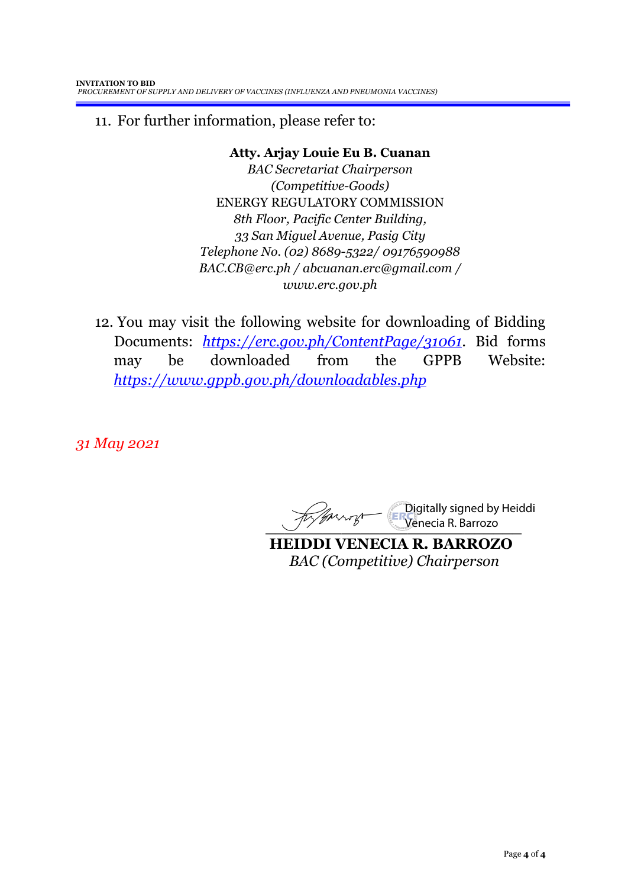11. For further information, please refer to:

**Atty. Arjay Louie Eu B. Cuanan**
*BAC Secretariat Chairperson*
*(Competitive-Goods)*
ENERGY REGULATORY COMMISSION
*8th Floor, Pacific Center Building,*
*33 San Miguel Avenue, Pasig City*
*Telephone No. (02) 8689-5322/ 09176590988*
*BAC.CB@erc.ph / abcuanan.erc@gmail.com /*
*www.erc.gov.ph*

12. You may visit the following website for downloading of Bidding Documents: *https://erc.gov.ph/ContentPage/31061*. Bid forms may be downloaded from the GPPB Website: *https://www.gppb.gov.ph/downloadables.php*

*31 May 2021*

Digitally signed by Heiddi Venecia R. Barrozo

**HEIDDI VENECIA R. BARROZO**
*BAC (Competitive) Chairperson*